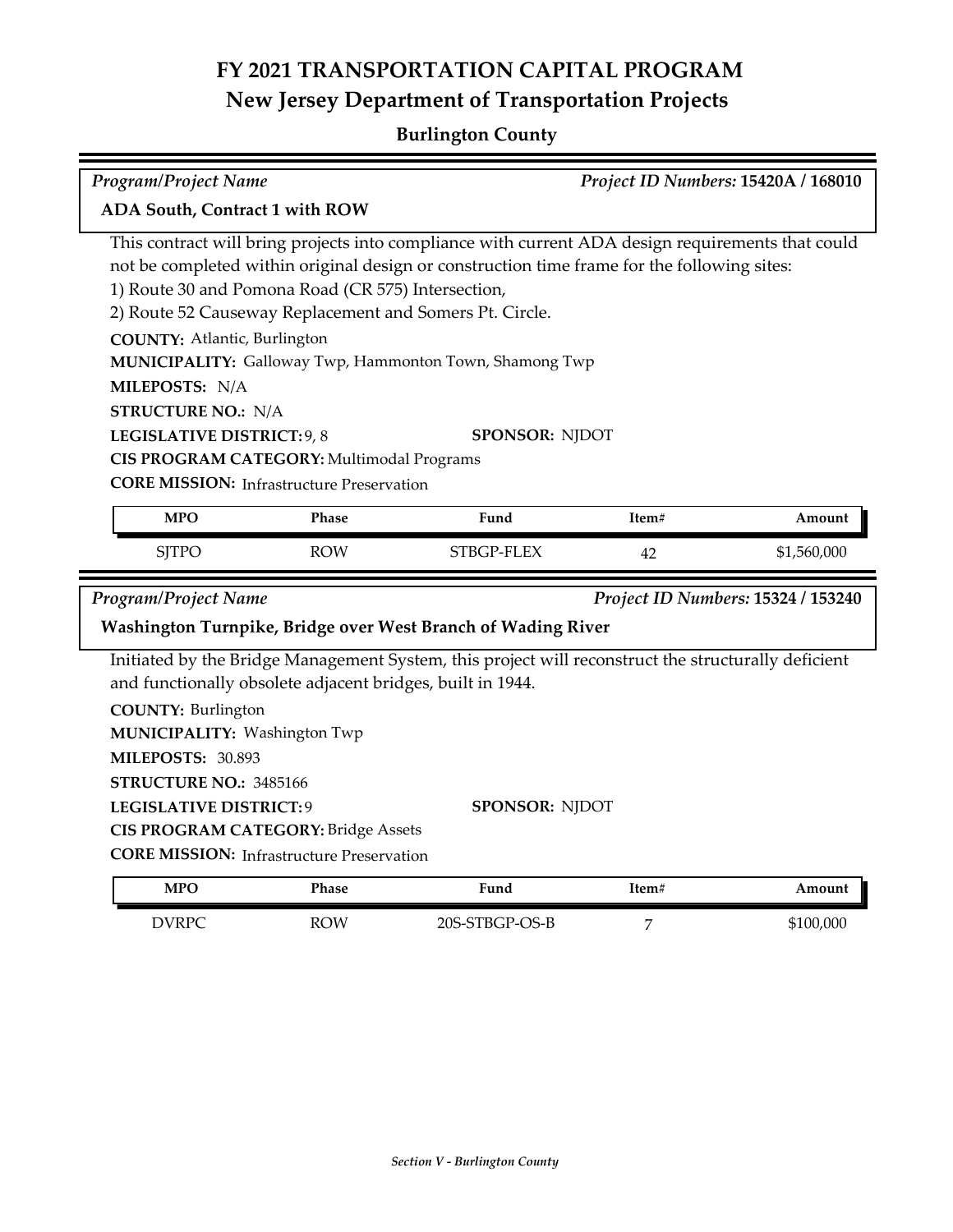# FY 2021 TRANSPORTATION CAPITAL PROGRAM
## New Jersey Department of Transportation Projects

### Burlington County

*Program/Project Name* | *Project ID Numbers:* **15420A / 168010**

**ADA South, Contract 1 with ROW**

This contract will bring projects into compliance with current ADA design requirements that could not be completed within original design or construction time frame for the following sites:
1) Route 30 and Pomona Road (CR 575) Intersection,
2) Route 52 Causeway Replacement and Somers Pt. Circle.

**COUNTY:** Atlantic, Burlington
**MUNICIPALITY:** Galloway Twp, Hammonton Town, Shamong Twp
**MILEPOSTS:** N/A
**STRUCTURE NO.:** N/A
**LEGISLATIVE DISTRICT:** 9, 8
**SPONSOR:** NJDOT
**CIS PROGRAM CATEGORY:** Multimodal Programs
**CORE MISSION:** Infrastructure Preservation

| MPO | Phase | Fund | Item# | Amount |
|---|---|---|---|---|
| SJTPO | ROW | STBGP-FLEX | 42 | $1,560,000 |

*Program/Project Name* | *Project ID Numbers:* **15324 / 153240**

**Washington Turnpike, Bridge over West Branch of Wading River**

Initiated by the Bridge Management System, this project will reconstruct the structurally deficient and functionally obsolete adjacent bridges, built in 1944.

**COUNTY:** Burlington
**MUNICIPALITY:** Washington Twp
**MILEPOSTS:** 30.893
**STRUCTURE NO.:** 3485166
**LEGISLATIVE DISTRICT:** 9
**SPONSOR:** NJDOT
**CIS PROGRAM CATEGORY:** Bridge Assets
**CORE MISSION:** Infrastructure Preservation

| MPO | Phase | Fund | Item# | Amount |
|---|---|---|---|---|
| DVRPC | ROW | 20S-STBGP-OS-B | 7 | $100,000 |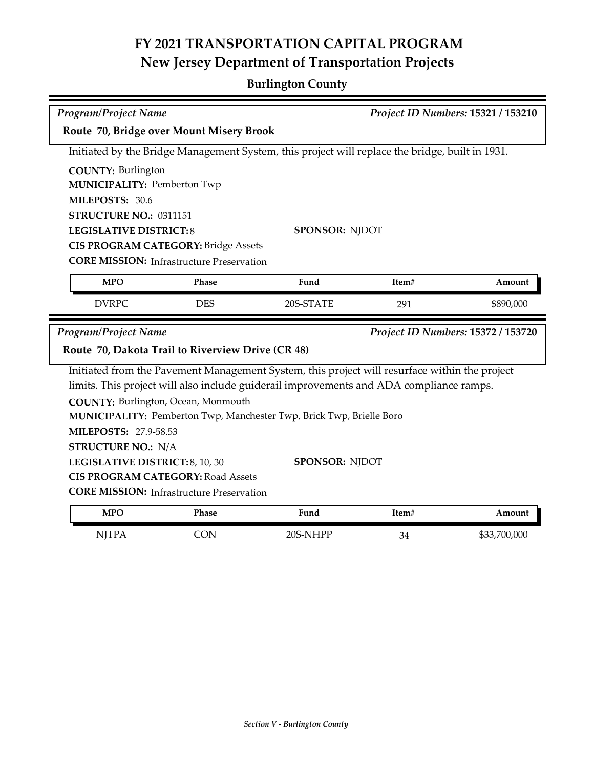# FY 2021 TRANSPORTATION CAPITAL PROGRAM
## New Jersey Department of Transportation Projects

### Burlington County

*Program/Project Name* *Project ID Numbers:* **15321 / 153210**

**Route 70, Bridge over Mount Misery Brook**

Initiated by the Bridge Management System, this project will replace the bridge, built in 1931.

**COUNTY:** Burlington
**MUNICIPALITY:** Pemberton Twp
**MILEPOSTS:** 30.6
**STRUCTURE NO.:** 0311151
**LEGISLATIVE DISTRICT:** 8
**SPONSOR:** NJDOT
**CIS PROGRAM CATEGORY:** Bridge Assets
**CORE MISSION:** Infrastructure Preservation

| MPO | Phase | Fund | Item# | Amount |
|---|---|---|---|---|
| DVRPC | DES | 20S-STATE | 291 | $890,000 |

*Program/Project Name* *Project ID Numbers:* **15372 / 153720**

**Route 70, Dakota Trail to Riverview Drive (CR 48)**

Initiated from the Pavement Management System, this project will resurface within the project limits. This project will also include guiderail improvements and ADA compliance ramps.

**COUNTY:** Burlington, Ocean, Monmouth
**MUNICIPALITY:** Pemberton Twp, Manchester Twp, Brick Twp, Brielle Boro
**MILEPOSTS:** 27.9-58.53
**STRUCTURE NO.:** N/A
**LEGISLATIVE DISTRICT:** 8, 10, 30
**SPONSOR:** NJDOT
**CIS PROGRAM CATEGORY:** Road Assets
**CORE MISSION:** Infrastructure Preservation

| MPO | Phase | Fund | Item# | Amount |
|---|---|---|---|---|
| NJTPA | CON | 20S-NHPP | 34 | $33,700,000 |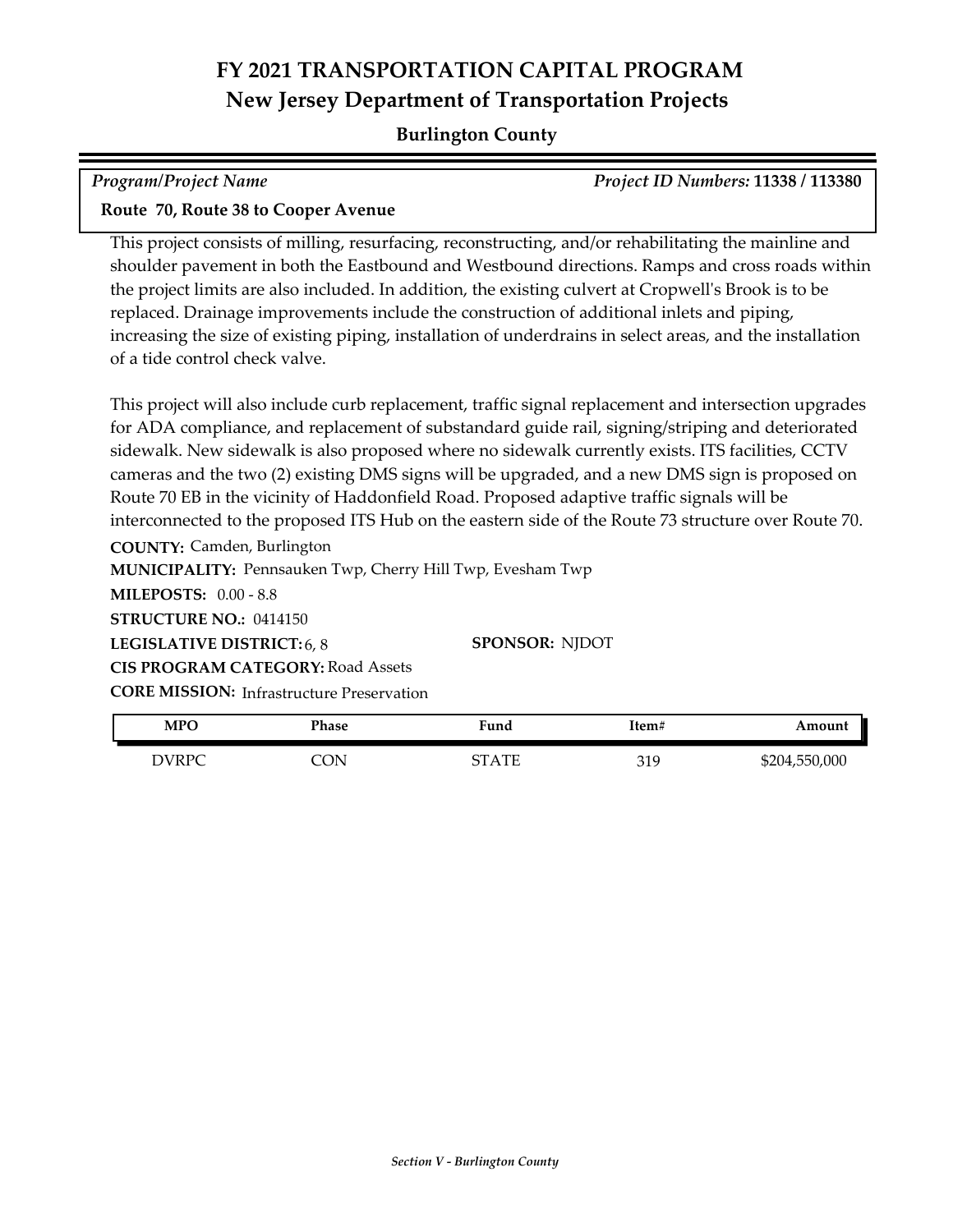# FY 2021 TRANSPORTATION CAPITAL PROGRAM
## New Jersey Department of Transportation Projects

### Burlington County

*Program/Project Name* — *Project ID Numbers:* **11338 / 113380**

**Route 70, Route 38 to Cooper Avenue**

This project consists of milling, resurfacing, reconstructing, and/or rehabilitating the mainline and shoulder pavement in both the Eastbound and Westbound directions. Ramps and cross roads within the project limits are also included. In addition, the existing culvert at Cropwell's Brook is to be replaced. Drainage improvements include the construction of additional inlets and piping, increasing the size of existing piping, installation of underdrains in select areas, and the installation of a tide control check valve.

This project will also include curb replacement, traffic signal replacement and intersection upgrades for ADA compliance, and replacement of substandard guide rail, signing/striping and deteriorated sidewalk. New sidewalk is also proposed where no sidewalk currently exists. ITS facilities, CCTV cameras and the two (2) existing DMS signs will be upgraded, and a new DMS sign is proposed on Route 70 EB in the vicinity of Haddonfield Road. Proposed adaptive traffic signals will be interconnected to the proposed ITS Hub on the eastern side of the Route 73 structure over Route 70.

**COUNTY:** Camden, Burlington
**MUNICIPALITY:** Pennsauken Twp, Cherry Hill Twp, Evesham Twp
**MILEPOSTS:** 0.00 - 8.8
**STRUCTURE NO.:** 0414150
**LEGISLATIVE DISTRICT:** 6, 8
**SPONSOR:** NJDOT
**CIS PROGRAM CATEGORY:** Road Assets
**CORE MISSION:** Infrastructure Preservation

| MPO | Phase | Fund | Item# | Amount |
|---|---|---|---|---|
| DVRPC | CON | STATE | 319 | $204,550,000 |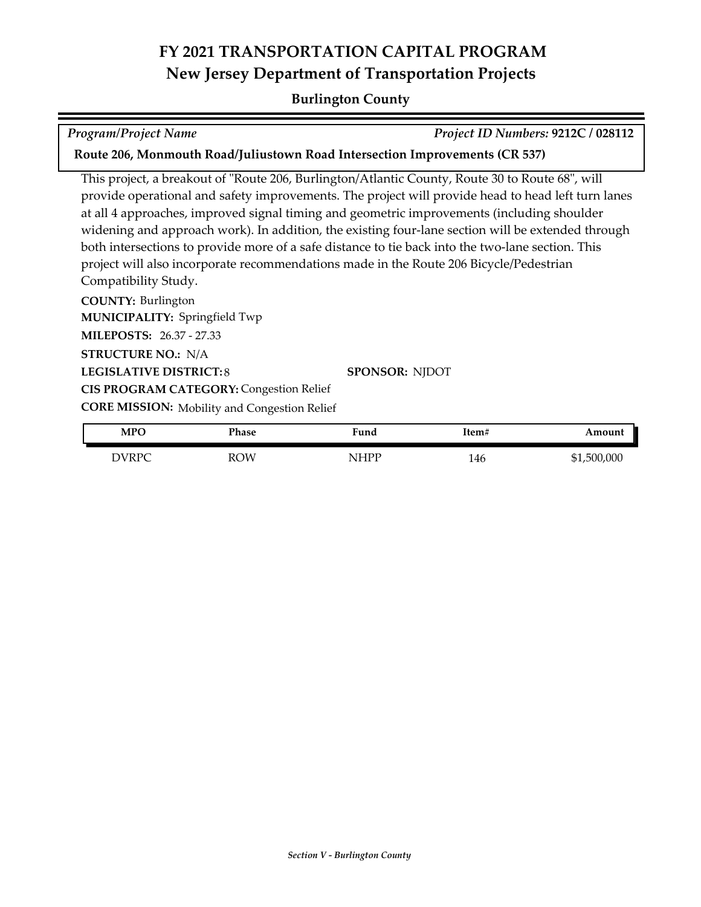# FY 2021 TRANSPORTATION CAPITAL PROGRAM
## New Jersey Department of Transportation Projects
### Burlington County

*Program/Project Name* *Project ID Numbers:* **9212C / 028112**

**Route 206, Monmouth Road/Juliustown Road Intersection Improvements (CR 537)**

This project, a breakout of "Route 206, Burlington/Atlantic County, Route 30 to Route 68", will provide operational and safety improvements. The project will provide head to head left turn lanes at all 4 approaches, improved signal timing and geometric improvements (including shoulder widening and approach work). In addition, the existing four-lane section will be extended through both intersections to provide more of a safe distance to tie back into the two-lane section. This project will also incorporate recommendations made in the Route 206 Bicycle/Pedestrian Compatibility Study.

**COUNTY:** Burlington
**MUNICIPALITY:** Springfield Twp
**MILEPOSTS:** 26.37 - 27.33
**STRUCTURE NO.:** N/A
**LEGISLATIVE DISTRICT:** 8 **SPONSOR:** NJDOT
**CIS PROGRAM CATEGORY:** Congestion Relief
**CORE MISSION:** Mobility and Congestion Relief

| MPO | Phase | Fund | Item# | Amount |
|---|---|---|---|---|
| DVRPC | ROW | NHPP | 146 | $1,500,000 |